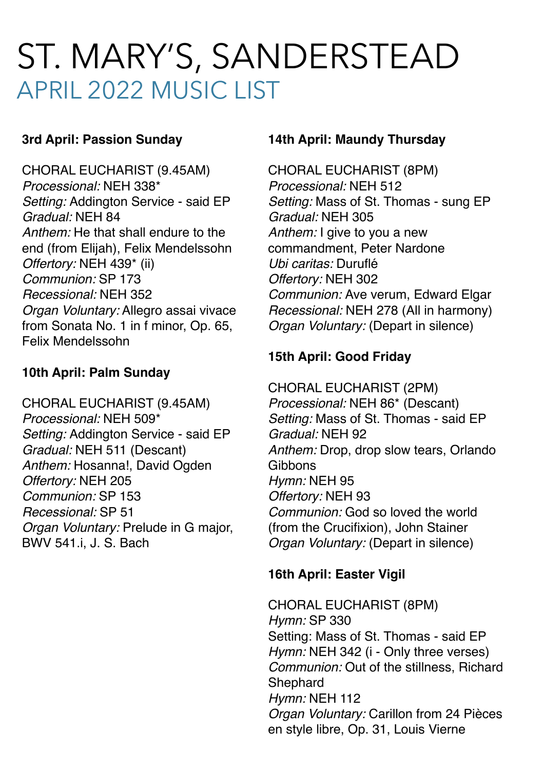# ST. MARY'S, SANDERSTEAD

## APRIL 2022 MUSIC LIST

**3rd April: Passion Sunday**

CHORAL EUCHARIST (9.45AM)
*Processional:* NEH 338*
*Setting:* Addington Service - said EP
*Gradual:* NEH 84
*Anthem:* He that shall endure to the end (from Elijah), Felix Mendelssohn
*Offertory:* NEH 439* (ii)
*Communion:* SP 173
*Recessional:* NEH 352
*Organ Voluntary:* Allegro assai vivace from Sonata No. 1 in f minor, Op. 65, Felix Mendelssohn

**10th April: Palm Sunday**

CHORAL EUCHARIST (9.45AM)
*Processional:* NEH 509*
*Setting:* Addington Service - said EP
*Gradual:* NEH 511 (Descant)
*Anthem:* Hosanna!, David Ogden
*Offertory:* NEH 205
*Communion:* SP 153
*Recessional:* SP 51
*Organ Voluntary:* Prelude in G major, BWV 541.i, J. S. Bach

**14th April: Maundy Thursday**

CHORAL EUCHARIST (8PM)
*Processional:* NEH 512
*Setting:* Mass of St. Thomas - sung EP
*Gradual:* NEH 305
*Anthem:* I give to you a new commandment, Peter Nardone
*Ubi caritas:* Duruflé
*Offertory:* NEH 302
*Communion:* Ave verum, Edward Elgar
*Recessional:* NEH 278 (All in harmony)
*Organ Voluntary:* (Depart in silence)

**15th April: Good Friday**

CHORAL EUCHARIST (2PM)
*Processional:* NEH 86* (Descant)
*Setting:* Mass of St. Thomas - said EP
*Gradual:* NEH 92
*Anthem:* Drop, drop slow tears, Orlando Gibbons
*Hymn:* NEH 95
*Offertory:* NEH 93
*Communion:* God so loved the world (from the Crucifixion), John Stainer
*Organ Voluntary:* (Depart in silence)

**16th April: Easter Vigil**

CHORAL EUCHARIST (8PM)
*Hymn:* SP 330
Setting: Mass of St. Thomas - said EP
*Hymn:* NEH 342 (i - Only three verses)
*Communion:* Out of the stillness, Richard Shephard
*Hymn:* NEH 112
*Organ Voluntary:* Carillon from 24 Pièces en style libre, Op. 31, Louis Vierne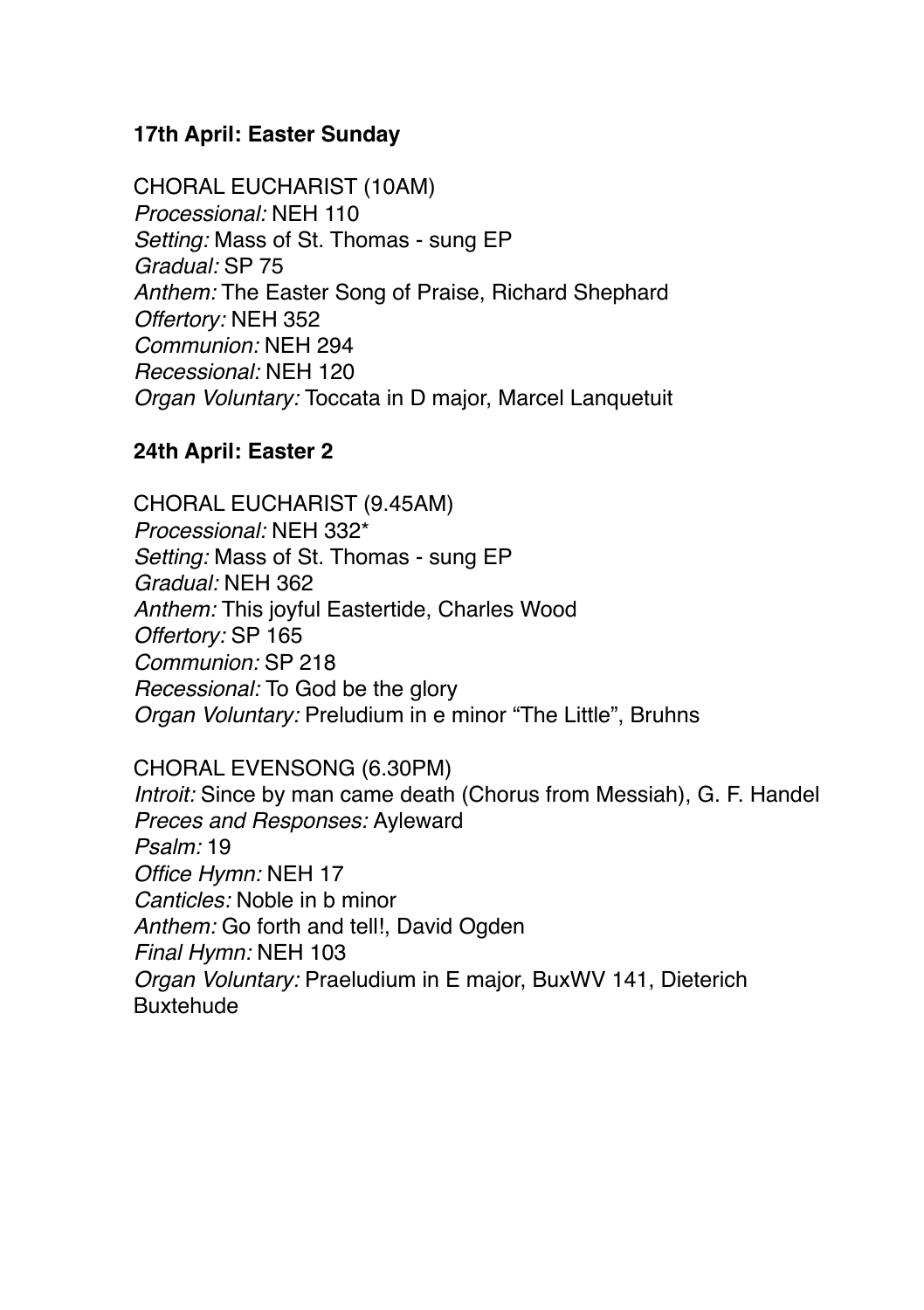**17th April: Easter Sunday**

CHORAL EUCHARIST (10AM)
*Processional:* NEH 110
*Setting:* Mass of St. Thomas - sung EP
*Gradual:* SP 75
*Anthem:* The Easter Song of Praise, Richard Shephard
*Offertory:* NEH 352
*Communion:* NEH 294
*Recessional:* NEH 120
*Organ Voluntary:* Toccata in D major, Marcel Lanquetuit

**24th April: Easter 2**

CHORAL EUCHARIST (9.45AM)
*Processional:* NEH 332*
*Setting:* Mass of St. Thomas - sung EP
*Gradual:* NEH 362
*Anthem:* This joyful Eastertide, Charles Wood
*Offertory:* SP 165
*Communion:* SP 218
*Recessional:* To God be the glory
*Organ Voluntary:* Preludium in e minor "The Little", Bruhns

CHORAL EVENSONG (6.30PM)
*Introit:* Since by man came death (Chorus from Messiah), G. F. Handel
*Preces and Responses:* Ayleward
*Psalm:* 19
*Office Hymn:* NEH 17
*Canticles:* Noble in b minor
*Anthem:* Go forth and tell!, David Ogden
*Final Hymn:* NEH 103
*Organ Voluntary:* Praeludium in E major, BuxWV 141, Dieterich Buxtehude